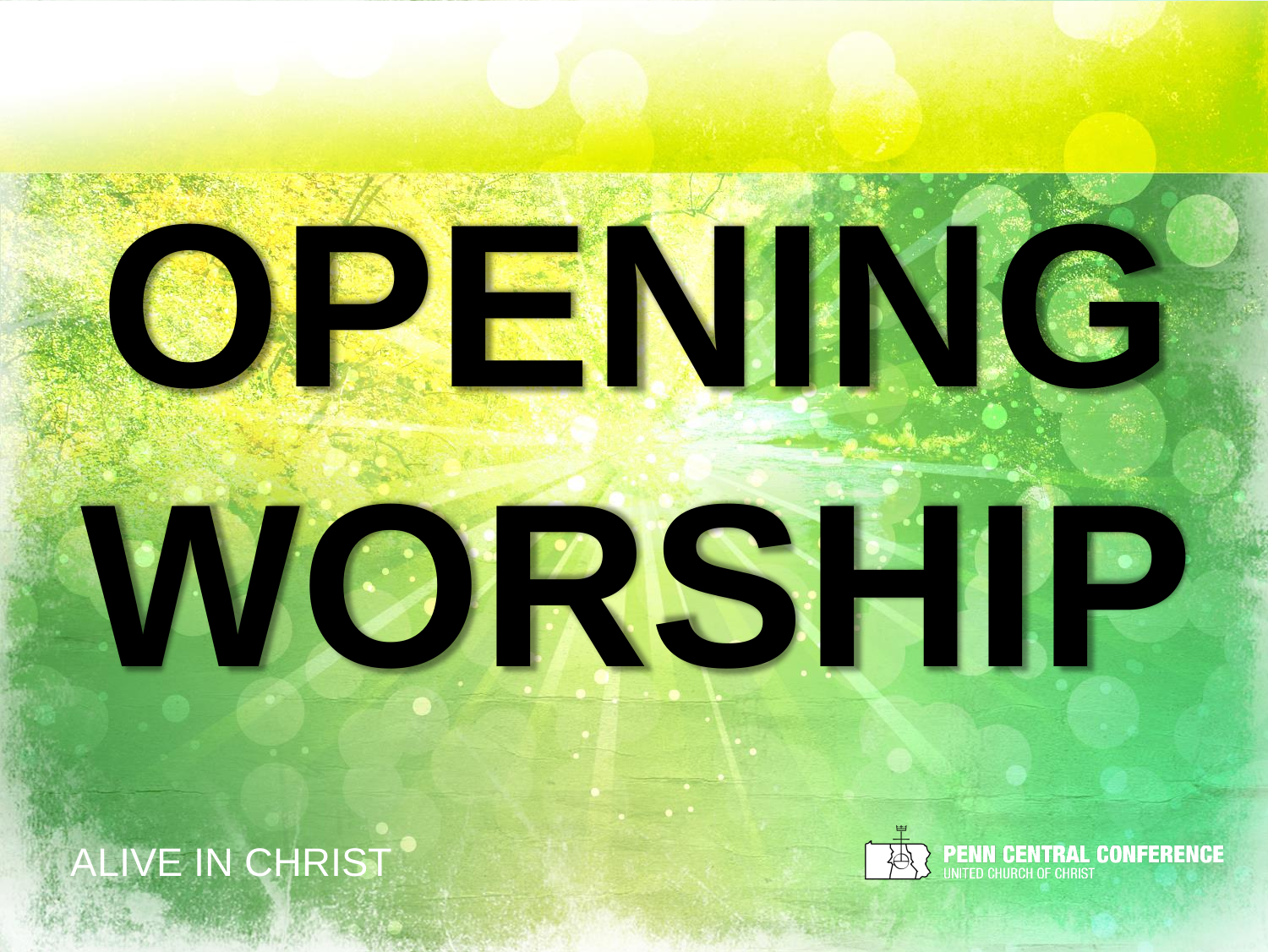# OPENING WORSHIP

ALIVE IN CHRIST

PENN CENTRAL CONFERENCE
UNITED CHURCH OF CHRIST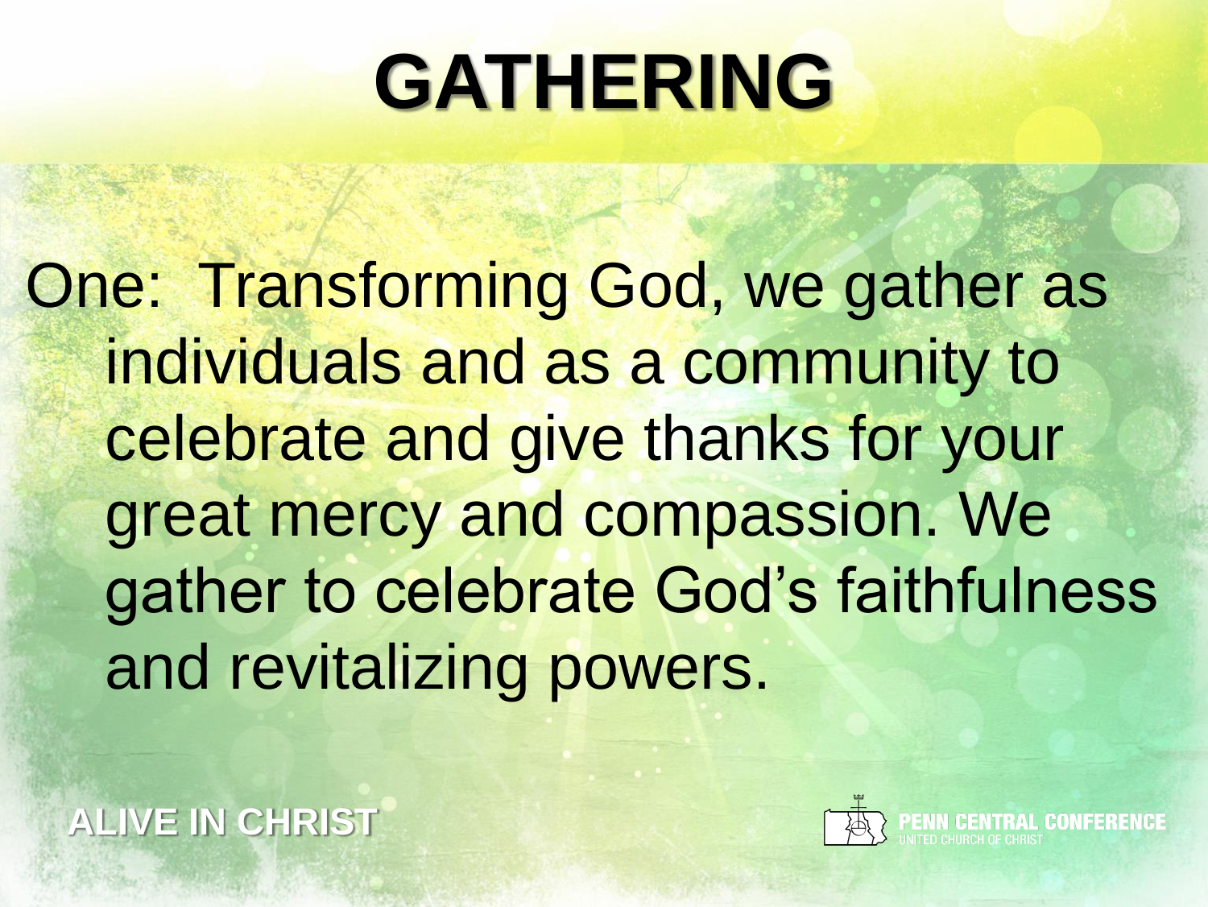# GATHERING

One: Transforming God, we gather as individuals and as a community to celebrate and give thanks for your great mercy and compassion. We gather to celebrate God's faithfulness and revitalizing powers.

**ALIVE IN CHRIST**

PENN CENTRAL CONFERENCE
UNITED CHURCH OF CHRIST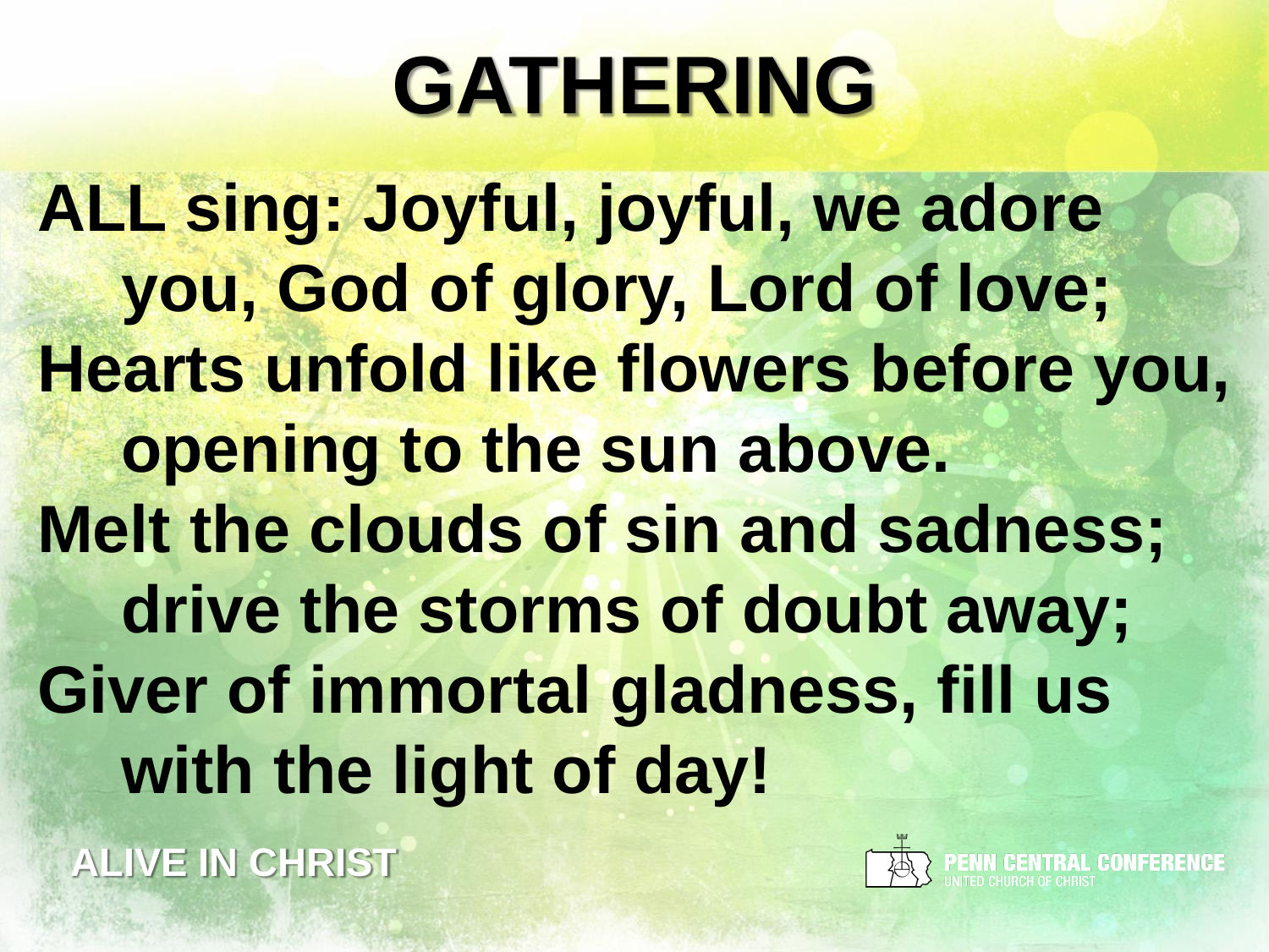# GATHERING

**ALL sing: Joyful, joyful, we adore you, God of glory, Lord of love;**
**Hearts unfold like flowers before you, opening to the sun above.**
**Melt the clouds of sin and sadness; drive the storms of doubt away;**
**Giver of immortal gladness, fill us with the light of day!**

ALIVE IN CHRIST

PENN CENTRAL CONFERENCE
UNITED CHURCH OF CHRIST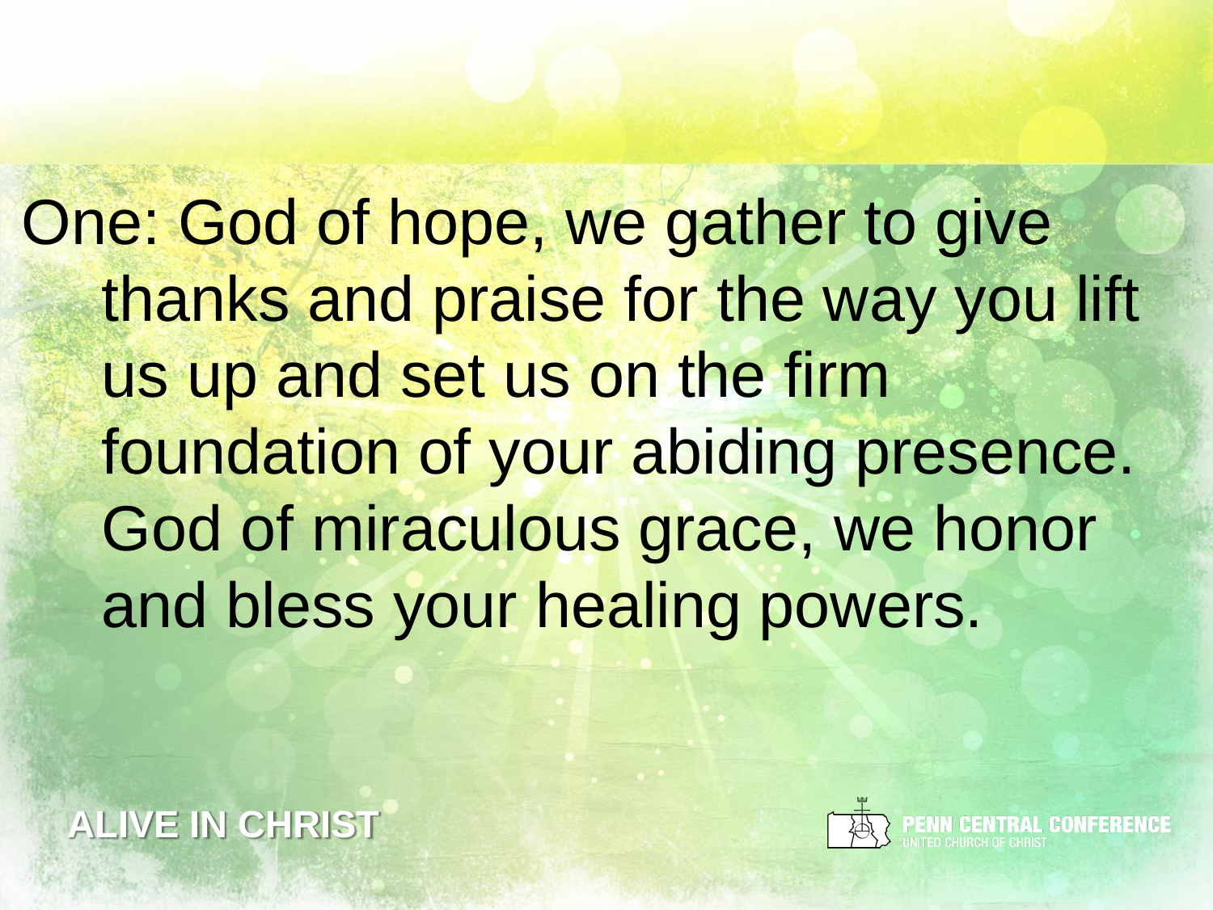One: God of hope, we gather to give thanks and praise for the way you lift us up and set us on the firm foundation of your abiding presence. God of miraculous grace, we honor and bless your healing powers.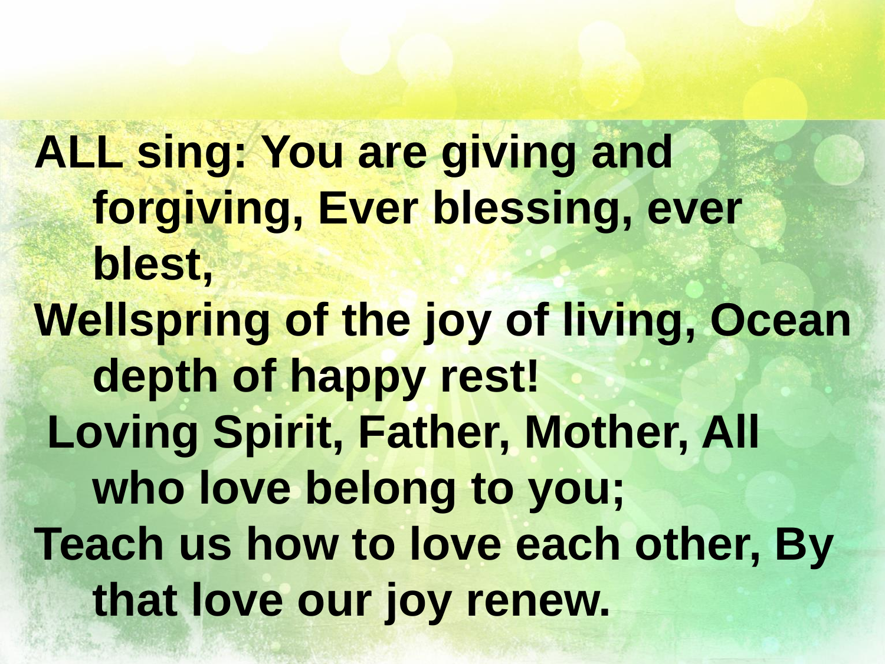**ALL sing: You are giving and forgiving, Ever blessing, ever blest,**
**Wellspring of the joy of living, Ocean depth of happy rest!**
**Loving Spirit, Father, Mother, All who love belong to you;**
**Teach us how to love each other, By that love our joy renew.**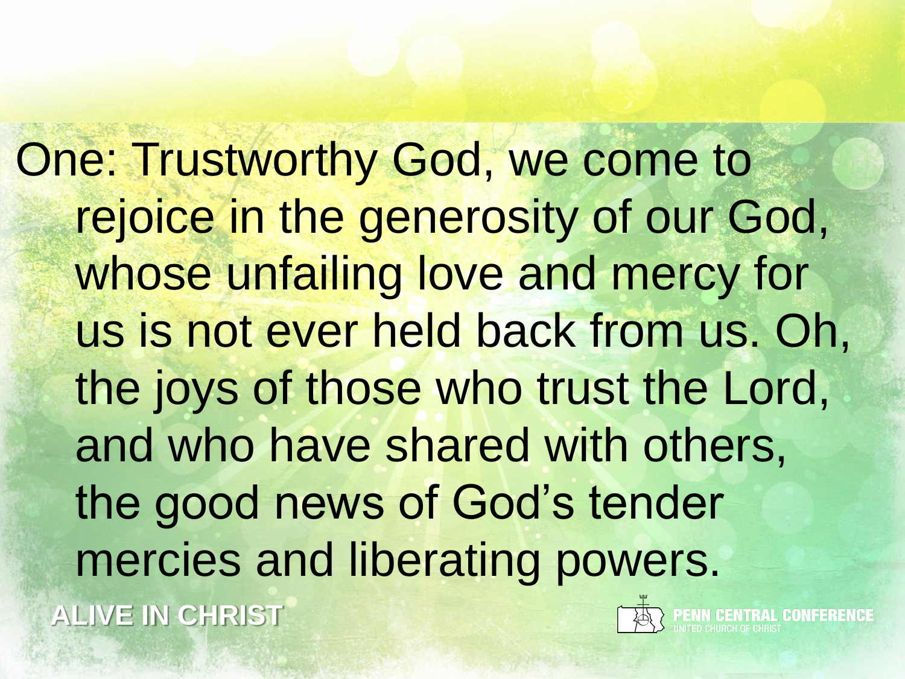One: Trustworthy God, we come to rejoice in the generosity of our God, whose unfailing love and mercy for us is not ever held back from us. Oh, the joys of those who trust the Lord, and who have shared with others, the good news of God's tender mercies and liberating powers.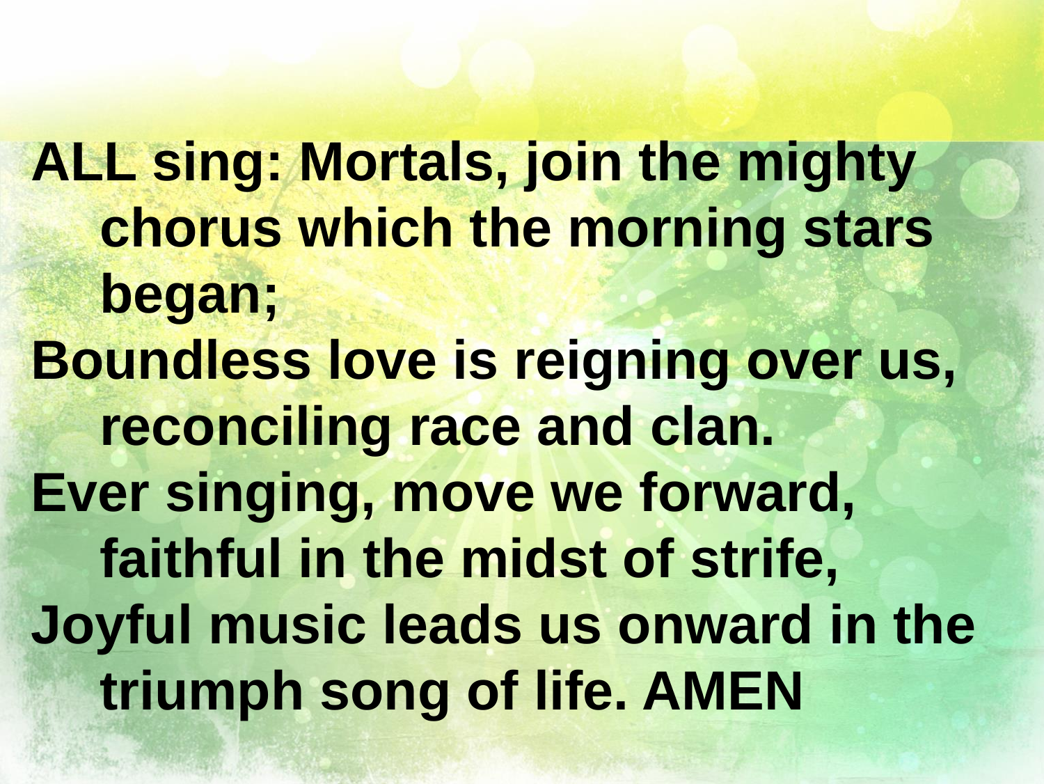**ALL sing: Mortals, join the mighty chorus which the morning stars began;**
**Boundless love is reigning over us, reconciling race and clan.**
**Ever singing, move we forward, faithful in the midst of strife,**
**Joyful music leads us onward in the triumph song of life. AMEN**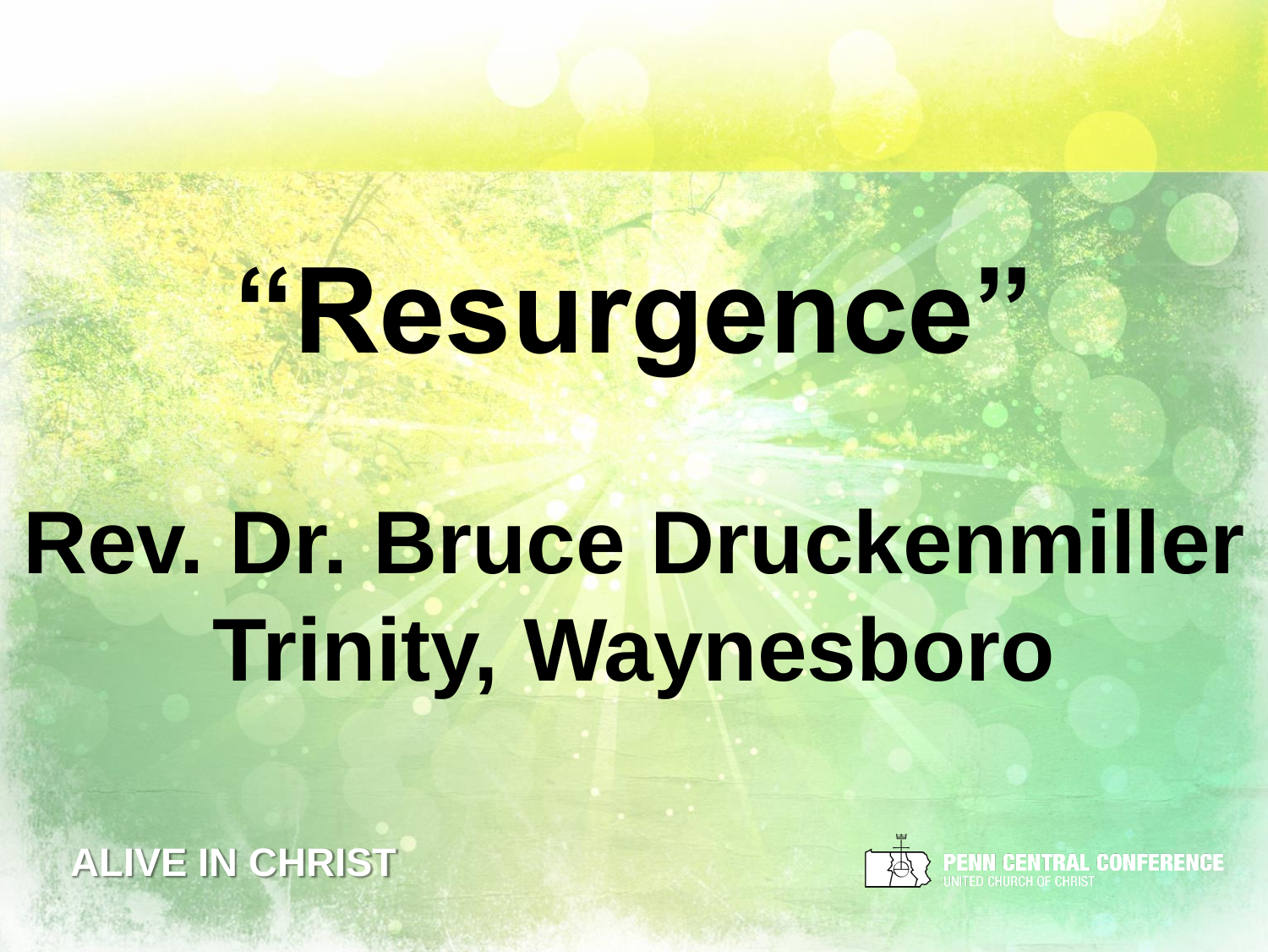# "Resurgence"

## Rev. Dr. Bruce Druckenmiller
## Trinity, Waynesboro

ALIVE IN CHRIST

PENN CENTRAL CONFERENCE
UNITED CHURCH OF CHRIST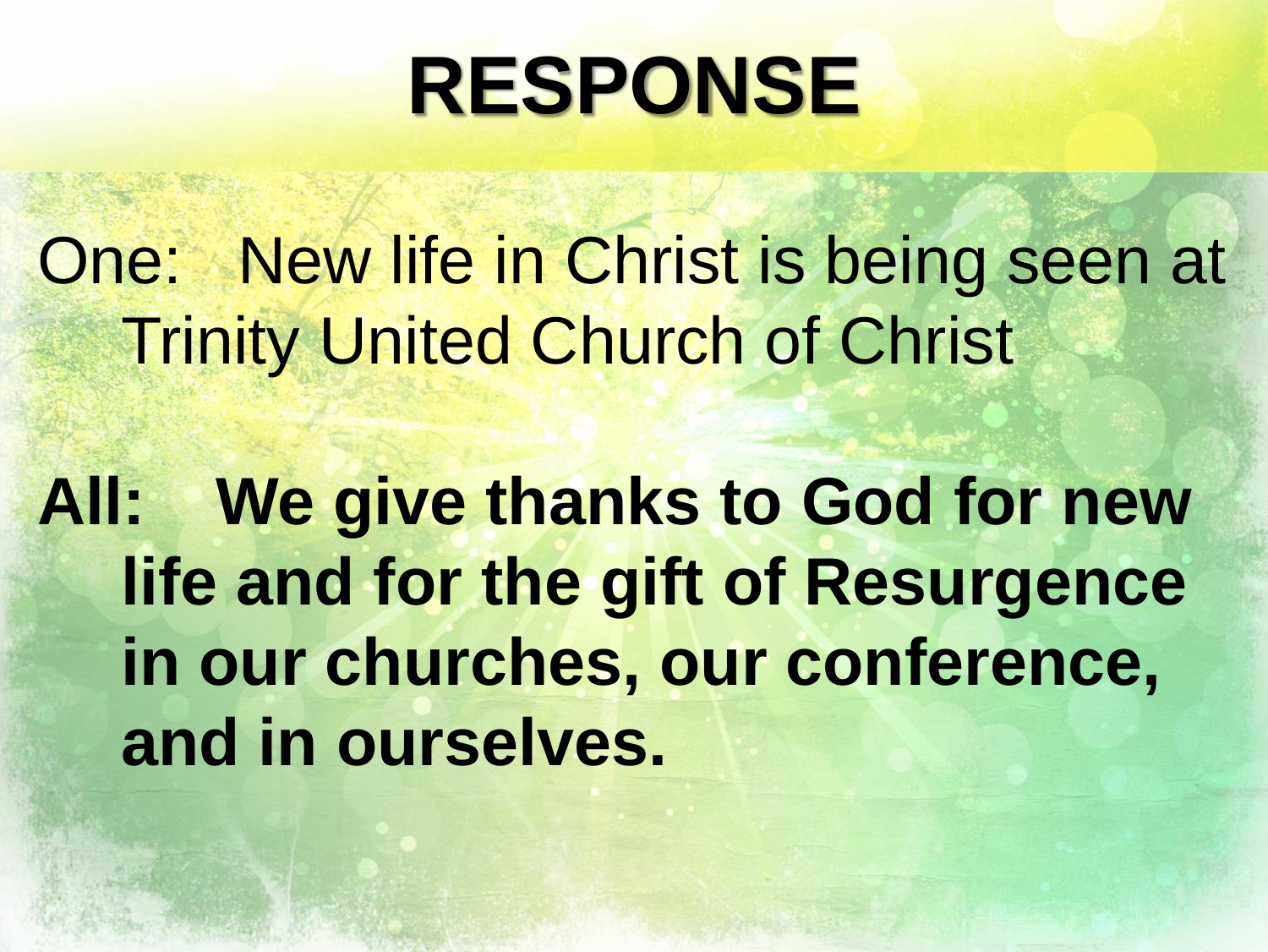# RESPONSE

One: New life in Christ is being seen at Trinity United Church of Christ

**All: We give thanks to God for new life and for the gift of Resurgence in our churches, our conference, and in ourselves.**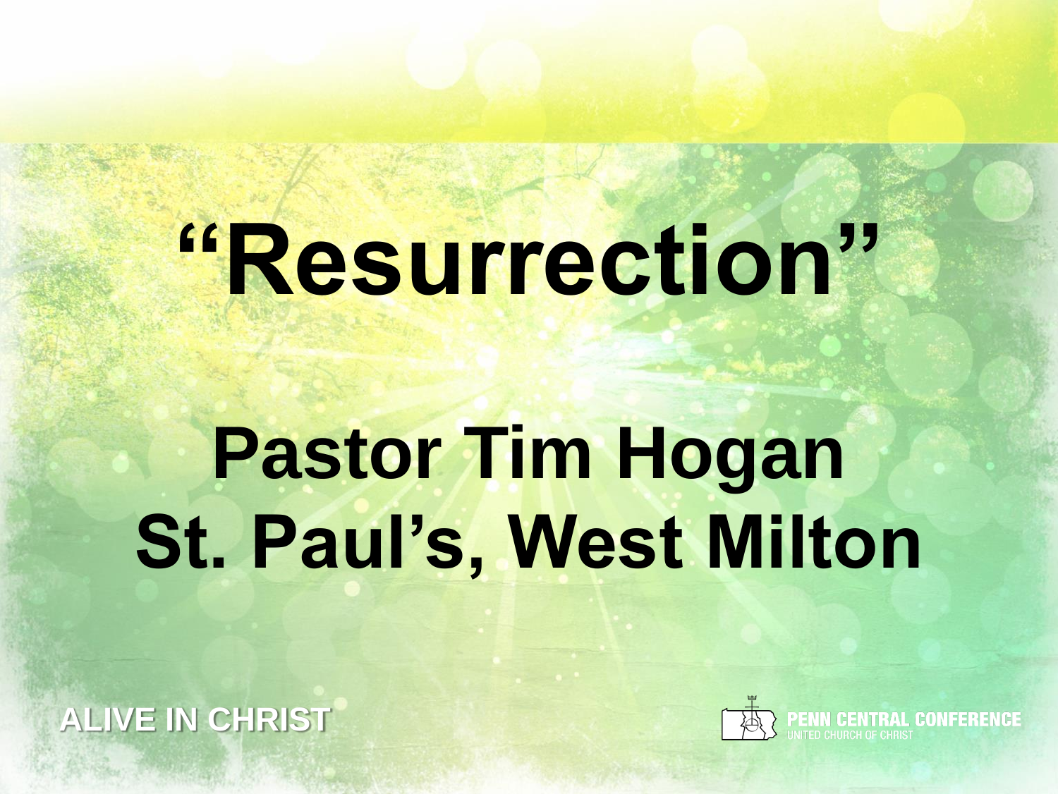# “Resurrection”

## Pastor Tim Hogan
## St. Paul’s, West Milton

ALIVE IN CHRIST

PENN CENTRAL CONFERENCE
UNITED CHURCH OF CHRIST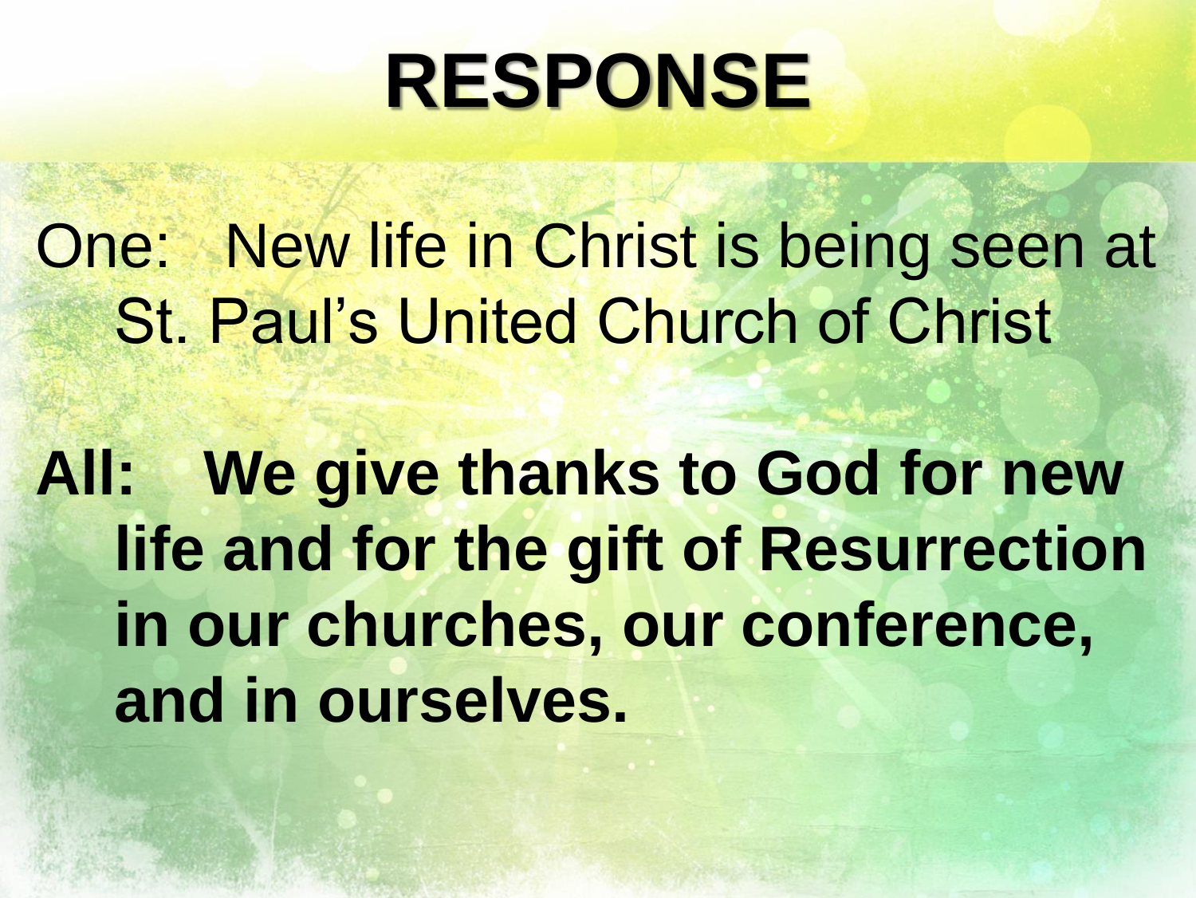# RESPONSE

One: New life in Christ is being seen at St. Paul's United Church of Christ

**All: We give thanks to God for new life and for the gift of Resurrection in our churches, our conference, and in ourselves.**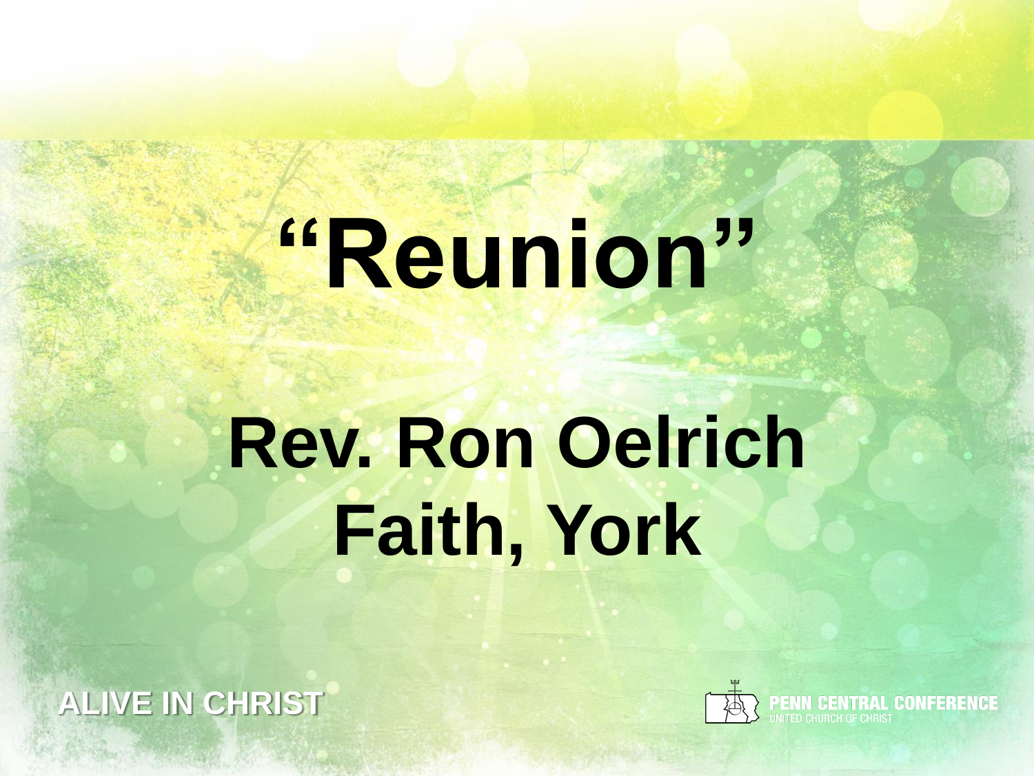# "Reunion"

## Rev. Ron Oelrich
## Faith, York

ALIVE IN CHRIST

PENN CENTRAL CONFERENCE
UNITED CHURCH OF CHRIST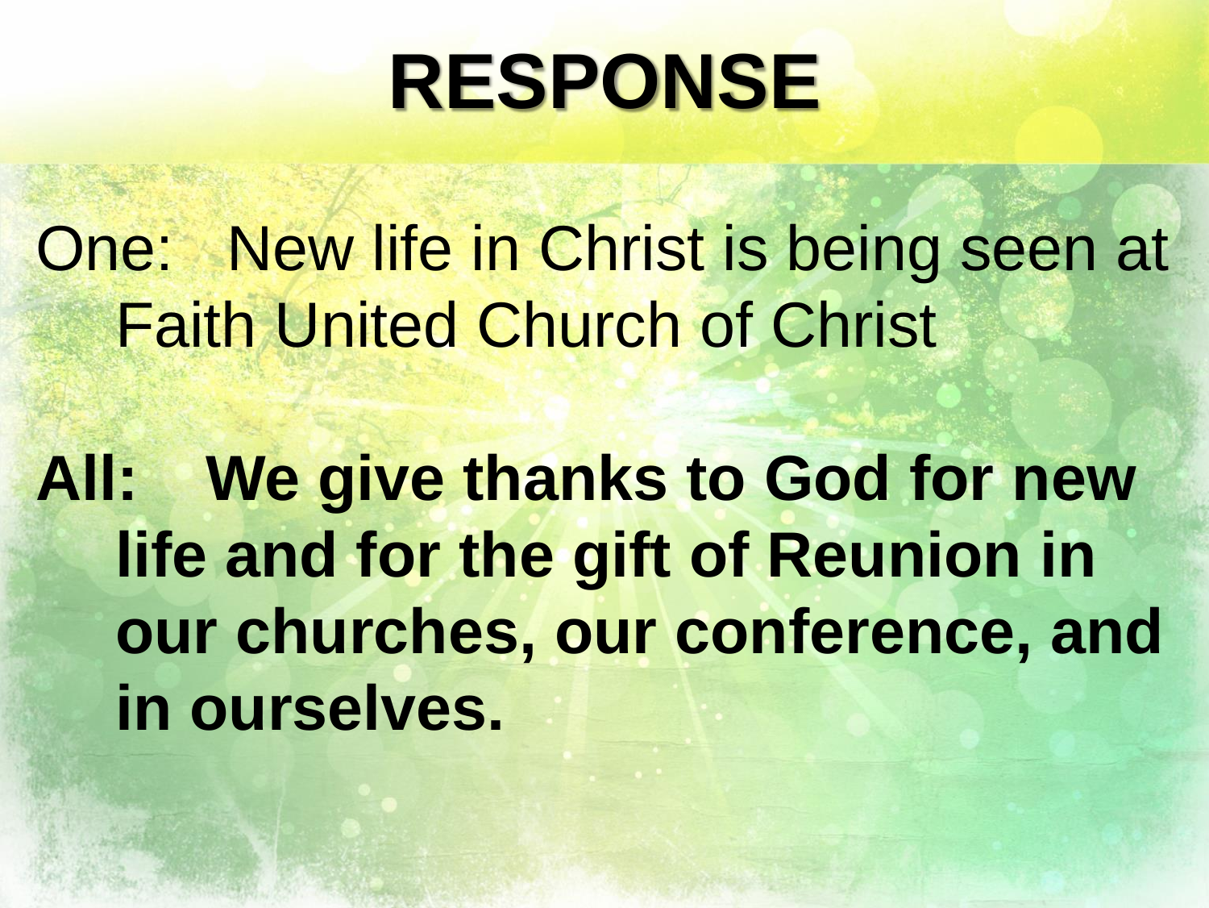# RESPONSE

One: New life in Christ is being seen at Faith United Church of Christ

**All: We give thanks to God for new life and for the gift of Reunion in our churches, our conference, and in ourselves.**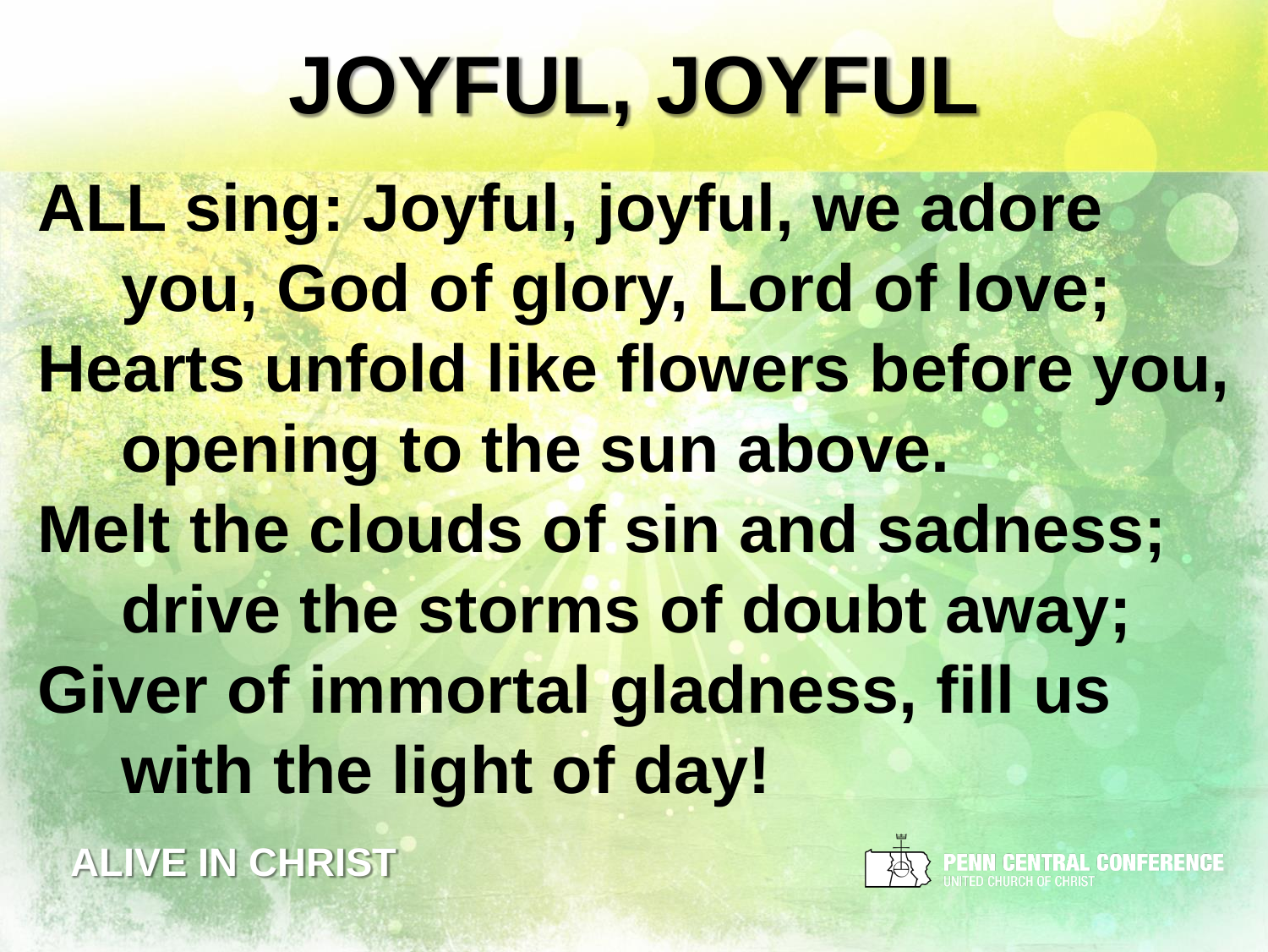# JOYFUL, JOYFUL

**ALL sing: Joyful, joyful, we adore you, God of glory, Lord of love;**
**Hearts unfold like flowers before you, opening to the sun above.**
**Melt the clouds of sin and sadness; drive the storms of doubt away;**
**Giver of immortal gladness, fill us with the light of day!**

ALIVE IN CHRIST

PENN CENTRAL CONFERENCE
UNITED CHURCH OF CHRIST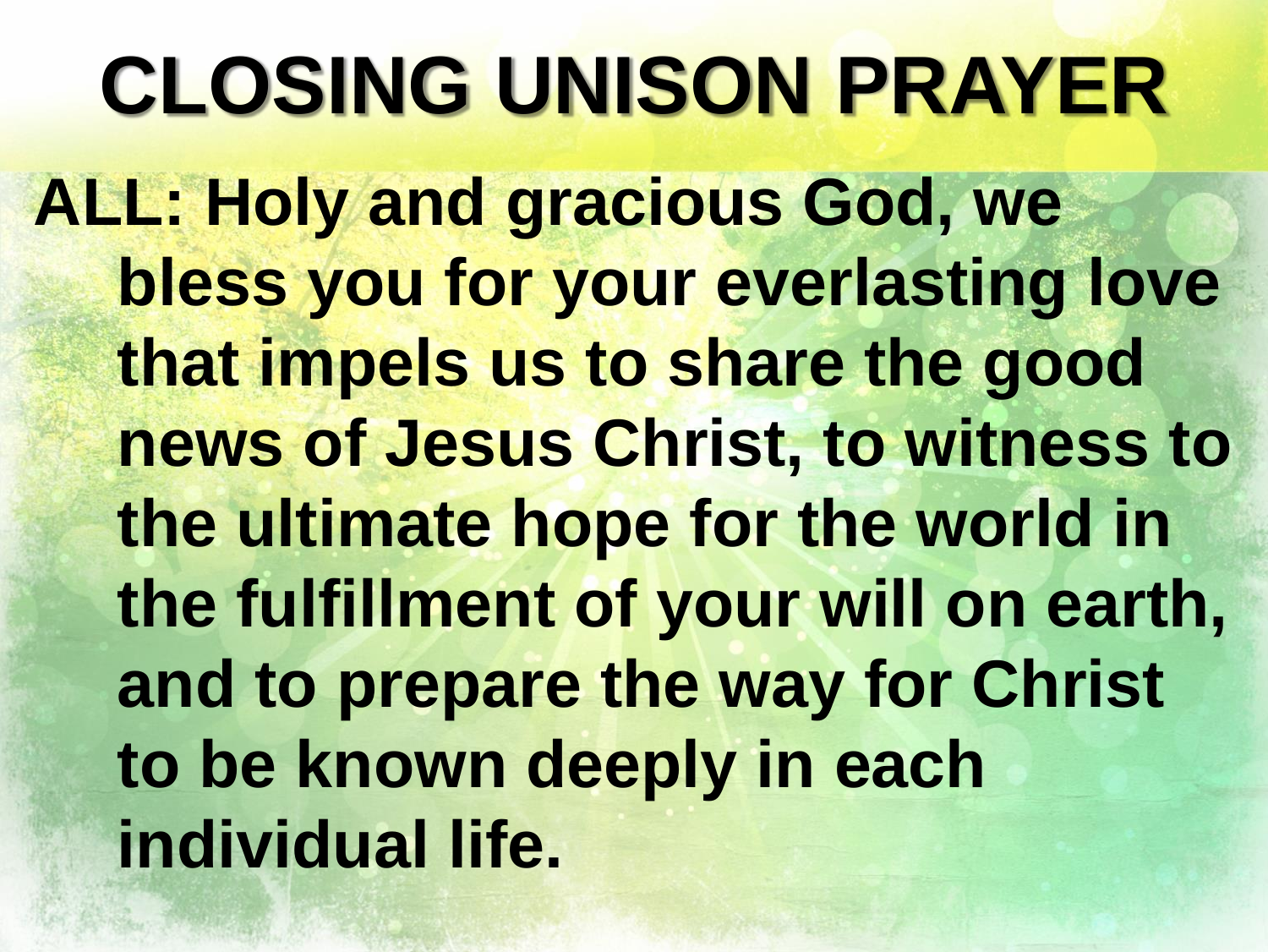# CLOSING UNISON PRAYER

**ALL: Holy and gracious God, we bless you for your everlasting love that impels us to share the good news of Jesus Christ, to witness to the ultimate hope for the world in the fulfillment of your will on earth, and to prepare the way for Christ to be known deeply in each individual life.**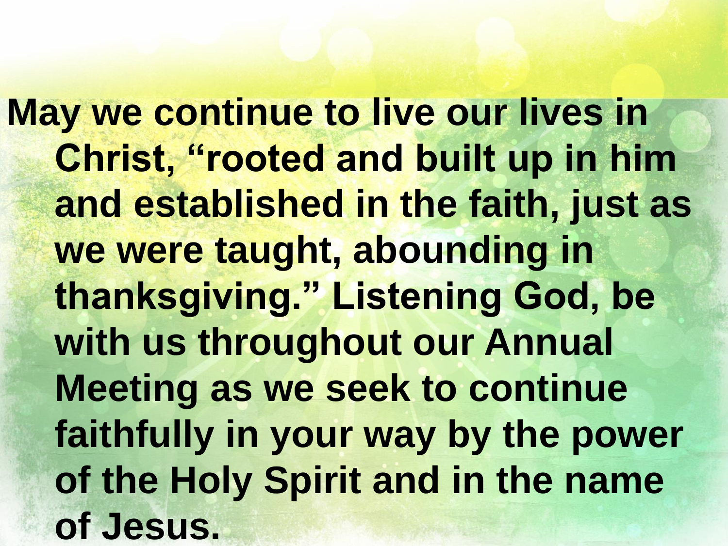**May we continue to live our lives in Christ, “rooted and built up in him and established in the faith, just as we were taught, abounding in thanksgiving.” Listening God, be with us throughout our Annual Meeting as we seek to continue faithfully in your way by the power of the Holy Spirit and in the name of Jesus.**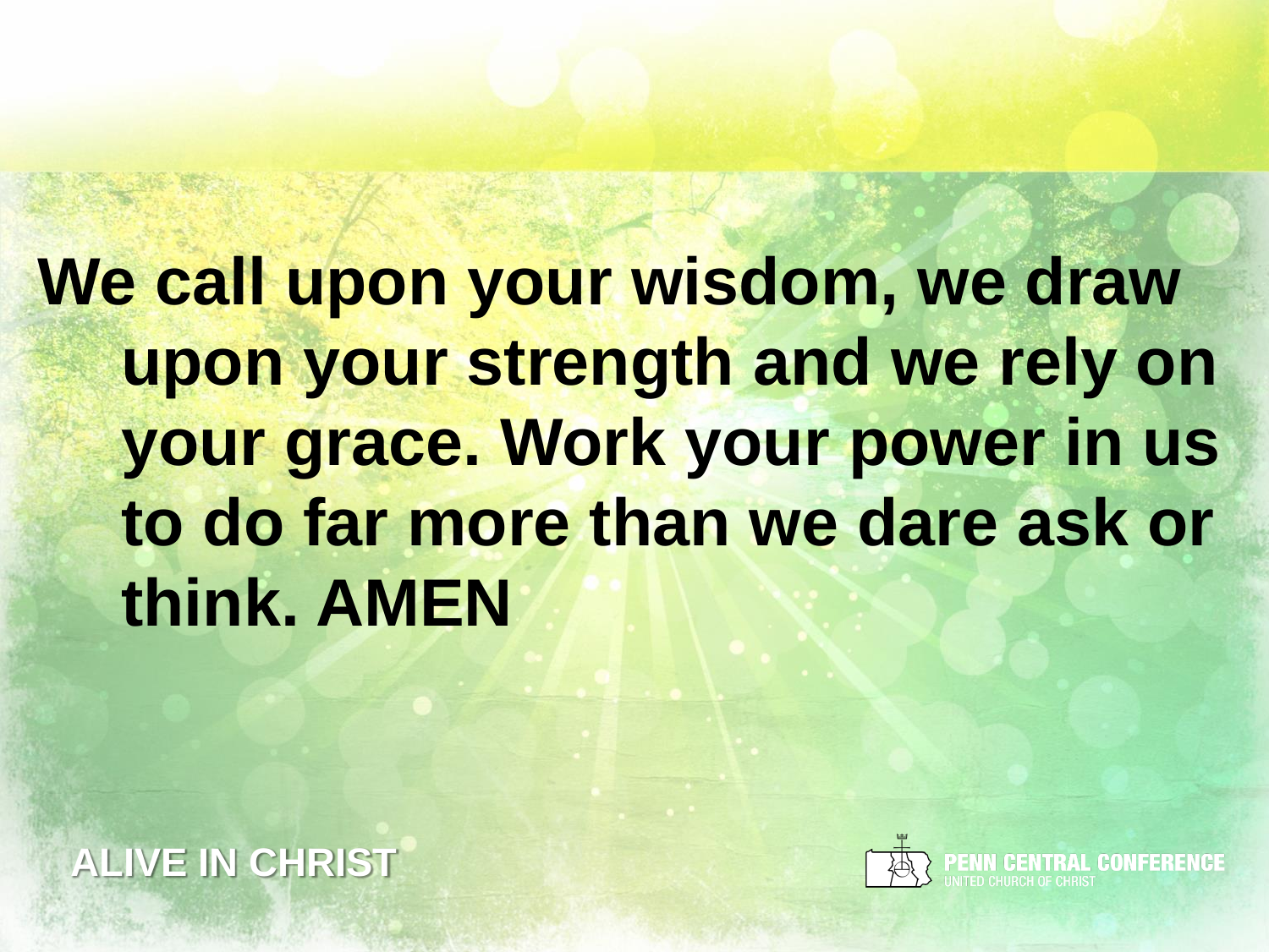**We call upon your wisdom, we draw upon your strength and we rely on your grace. Work your power in us to do far more than we dare ask or think. AMEN**